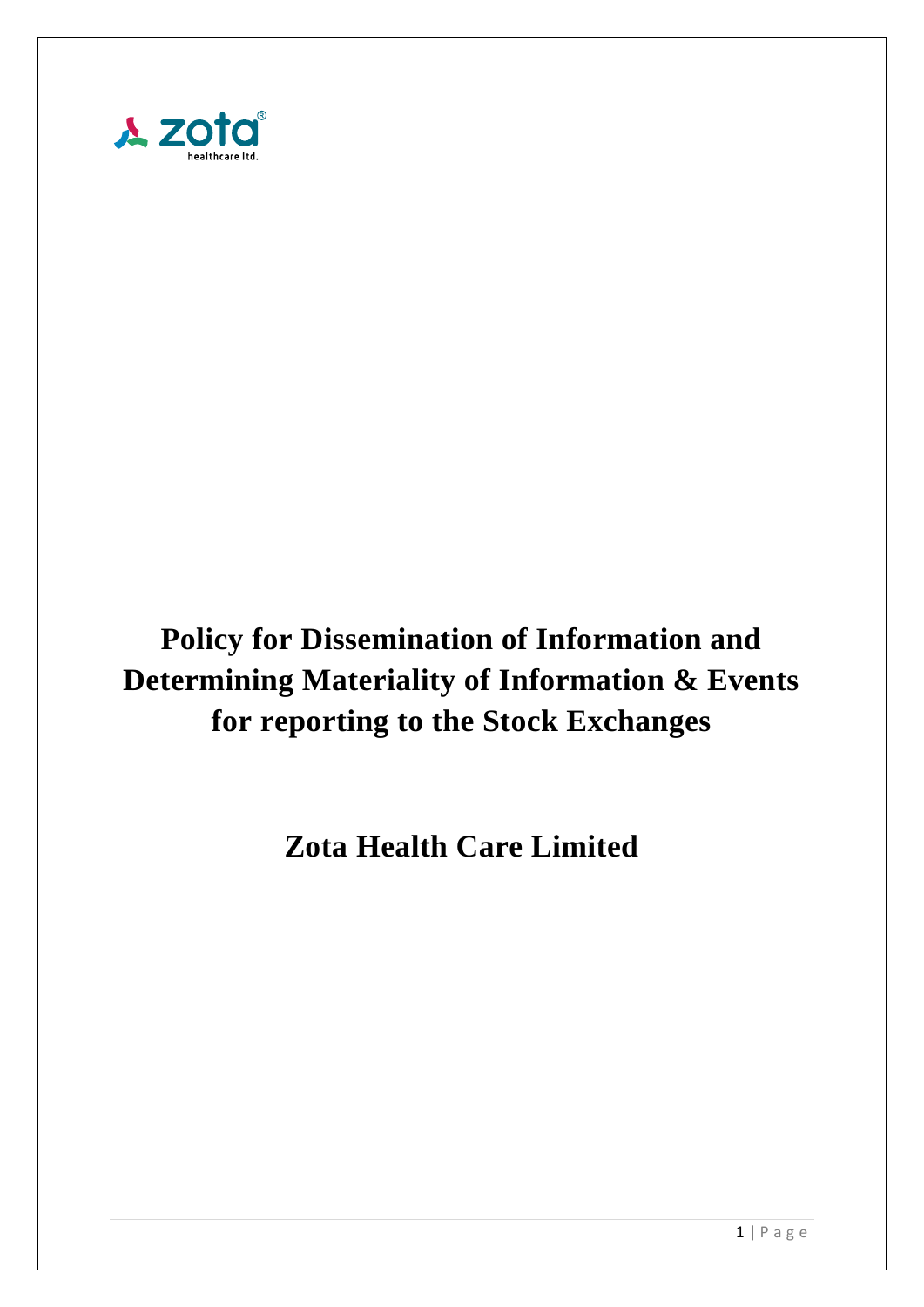# Policy for Dissemination of Information and Determining Materiality of Information & Events for reporting to the Stock Exchanges

## Zota Health Care Limited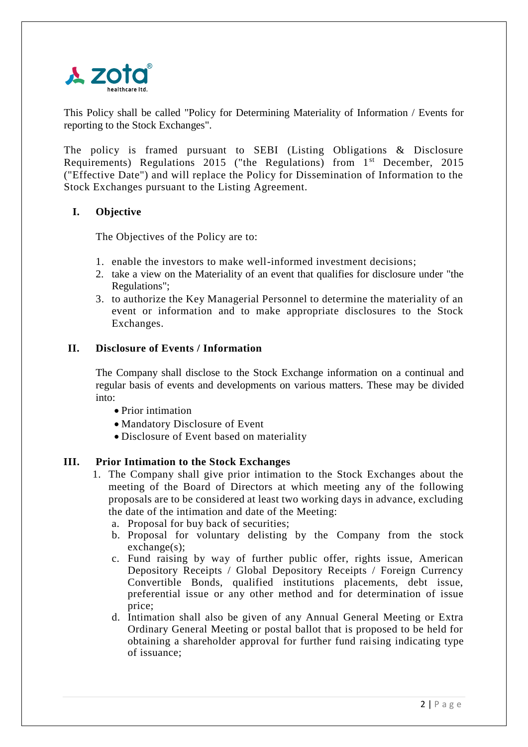This Policy shall be called "Policy for Determining Materiality of Information / Events for reporting to the Stock Exchanges".

The policy is framed pursuant to SEBI (Listing Obligations & Disclosure Requirements) Regulations 2015 ("the Regulations") from 1st December, 2015 ("Effective Date") and will replace the Policy for Dissemination of Information to the Stock Exchanges pursuant to the Listing Agreement.

## I. Objective

The Objectives of the Policy are to:

1. enable the investors to make well-informed investment decisions;
2. take a view on the Materiality of an event that qualifies for disclosure under "the Regulations";
3. to authorize the Key Managerial Personnel to determine the materiality of an event or information and to make appropriate disclosures to the Stock Exchanges.

## II. Disclosure of Events / Information

The Company shall disclose to the Stock Exchange information on a continual and regular basis of events and developments on various matters. These may be divided into:

- Prior intimation
- Mandatory Disclosure of Event
- Disclosure of Event based on materiality

## III. Prior Intimation to the Stock Exchanges

1. The Company shall give prior intimation to the Stock Exchanges about the meeting of the Board of Directors at which meeting any of the following proposals are to be considered at least two working days in advance, excluding the date of the intimation and date of the Meeting:
   a. Proposal for buy back of securities;
   b. Proposal for voluntary delisting by the Company from the stock exchange(s);
   c. Fund raising by way of further public offer, rights issue, American Depository Receipts / Global Depository Receipts / Foreign Currency Convertible Bonds, qualified institutions placements, debt issue, preferential issue or any other method and for determination of issue price;
   d. Intimation shall also be given of any Annual General Meeting or Extra Ordinary General Meeting or postal ballot that is proposed to be held for obtaining a shareholder approval for further fund raising indicating type of issuance;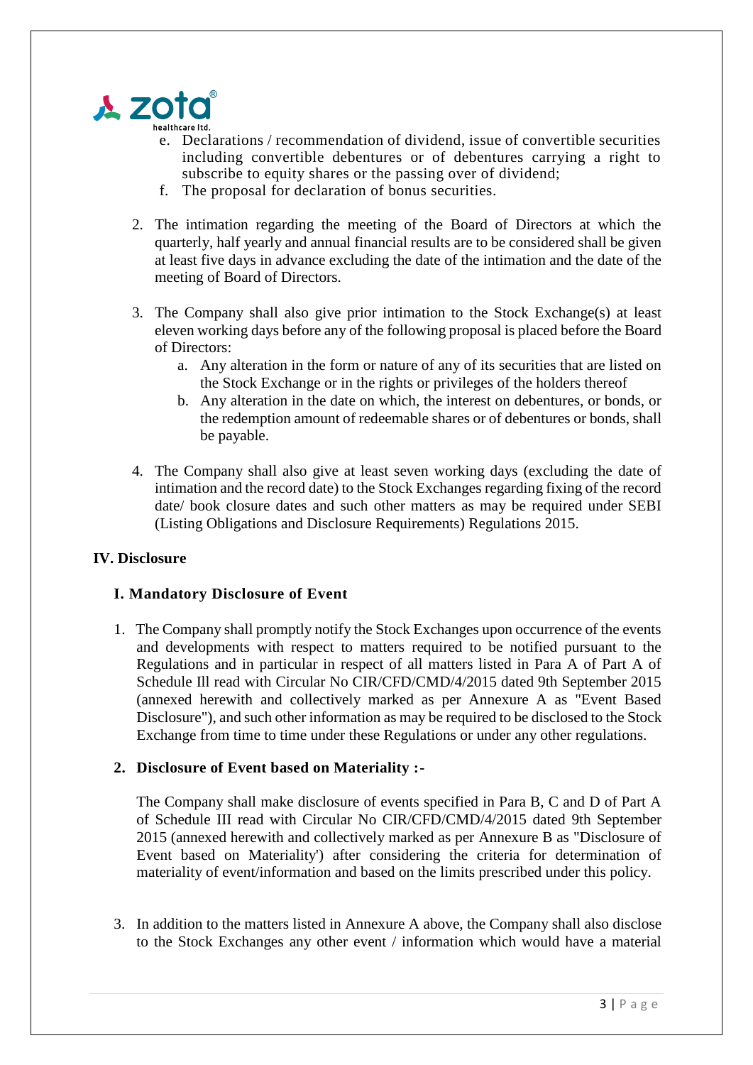e. Declarations / recommendation of dividend, issue of convertible securities including convertible debentures or of debentures carrying a right to subscribe to equity shares or the passing over of dividend;
f. The proposal for declaration of bonus securities.

2. The intimation regarding the meeting of the Board of Directors at which the quarterly, half yearly and annual financial results are to be considered shall be given at least five days in advance excluding the date of the intimation and the date of the meeting of Board of Directors.

3. The Company shall also give prior intimation to the Stock Exchange(s) at least eleven working days before any of the following proposal is placed before the Board of Directors:
   a. Any alteration in the form or nature of any of its securities that are listed on the Stock Exchange or in the rights or privileges of the holders thereof
   b. Any alteration in the date on which, the interest on debentures, or bonds, or the redemption amount of redeemable shares or of debentures or bonds, shall be payable.

4. The Company shall also give at least seven working days (excluding the date of intimation and the record date) to the Stock Exchanges regarding fixing of the record date/ book closure dates and such other matters as may be required under SEBI (Listing Obligations and Disclosure Requirements) Regulations 2015.

## IV. Disclosure

### I. Mandatory Disclosure of Event

1. The Company shall promptly notify the Stock Exchanges upon occurrence of the events and developments with respect to matters required to be notified pursuant to the Regulations and in particular in respect of all matters listed in Para A of Part A of Schedule Ill read with Circular No CIR/CFD/CMD/4/2015 dated 9th September 2015 (annexed herewith and collectively marked as per Annexure A as "Event Based Disclosure"), and such other information as may be required to be disclosed to the Stock Exchange from time to time under these Regulations or under any other regulations.

2. **Disclosure of Event based on Materiality :-**

   The Company shall make disclosure of events specified in Para B, C and D of Part A of Schedule III read with Circular No CIR/CFD/CMD/4/2015 dated 9th September 2015 (annexed herewith and collectively marked as per Annexure B as "Disclosure of Event based on Materiality') after considering the criteria for determination of materiality of event/information and based on the limits prescribed under this policy.

3. In addition to the matters listed in Annexure A above, the Company shall also disclose to the Stock Exchanges any other event / information which would have a material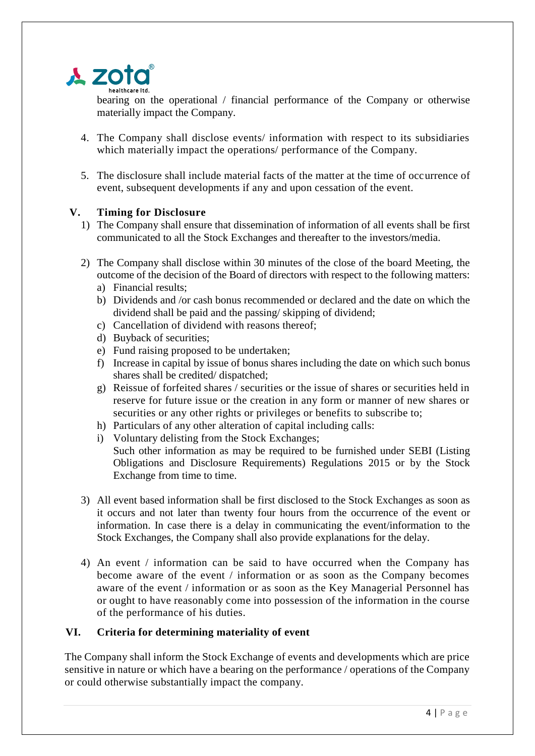bearing on the operational / financial performance of the Company or otherwise materially impact the Company.

4. The Company shall disclose events/ information with respect to its subsidiaries which materially impact the operations/ performance of the Company.

5. The disclosure shall include material facts of the matter at the time of occurrence of event, subsequent developments if any and upon cessation of the event.

## V. Timing for Disclosure

1) The Company shall ensure that dissemination of information of all events shall be first communicated to all the Stock Exchanges and thereafter to the investors/media.

2) The Company shall disclose within 30 minutes of the close of the board Meeting, the outcome of the decision of the Board of directors with respect to the following matters:
   a) Financial results;
   b) Dividends and /or cash bonus recommended or declared and the date on which the dividend shall be paid and the passing/ skipping of dividend;
   c) Cancellation of dividend with reasons thereof;
   d) Buyback of securities;
   e) Fund raising proposed to be undertaken;
   f) Increase in capital by issue of bonus shares including the date on which such bonus shares shall be credited/ dispatched;
   g) Reissue of forfeited shares / securities or the issue of shares or securities held in reserve for future issue or the creation in any form or manner of new shares or securities or any other rights or privileges or benefits to subscribe to;
   h) Particulars of any other alteration of capital including calls:
   i) Voluntary delisting from the Stock Exchanges;
   Such other information as may be required to be furnished under SEBI (Listing Obligations and Disclosure Requirements) Regulations 2015 or by the Stock Exchange from time to time.

3) All event based information shall be first disclosed to the Stock Exchanges as soon as it occurs and not later than twenty four hours from the occurrence of the event or information. In case there is a delay in communicating the event/information to the Stock Exchanges, the Company shall also provide explanations for the delay.

4) An event / information can be said to have occurred when the Company has become aware of the event / information or as soon as the Company becomes aware of the event / information or as soon as the Key Managerial Personnel has or ought to have reasonably come into possession of the information in the course of the performance of his duties.

## VI. Criteria for determining materiality of event

The Company shall inform the Stock Exchange of events and developments which are price sensitive in nature or which have a bearing on the performance / operations of the Company or could otherwise substantially impact the company.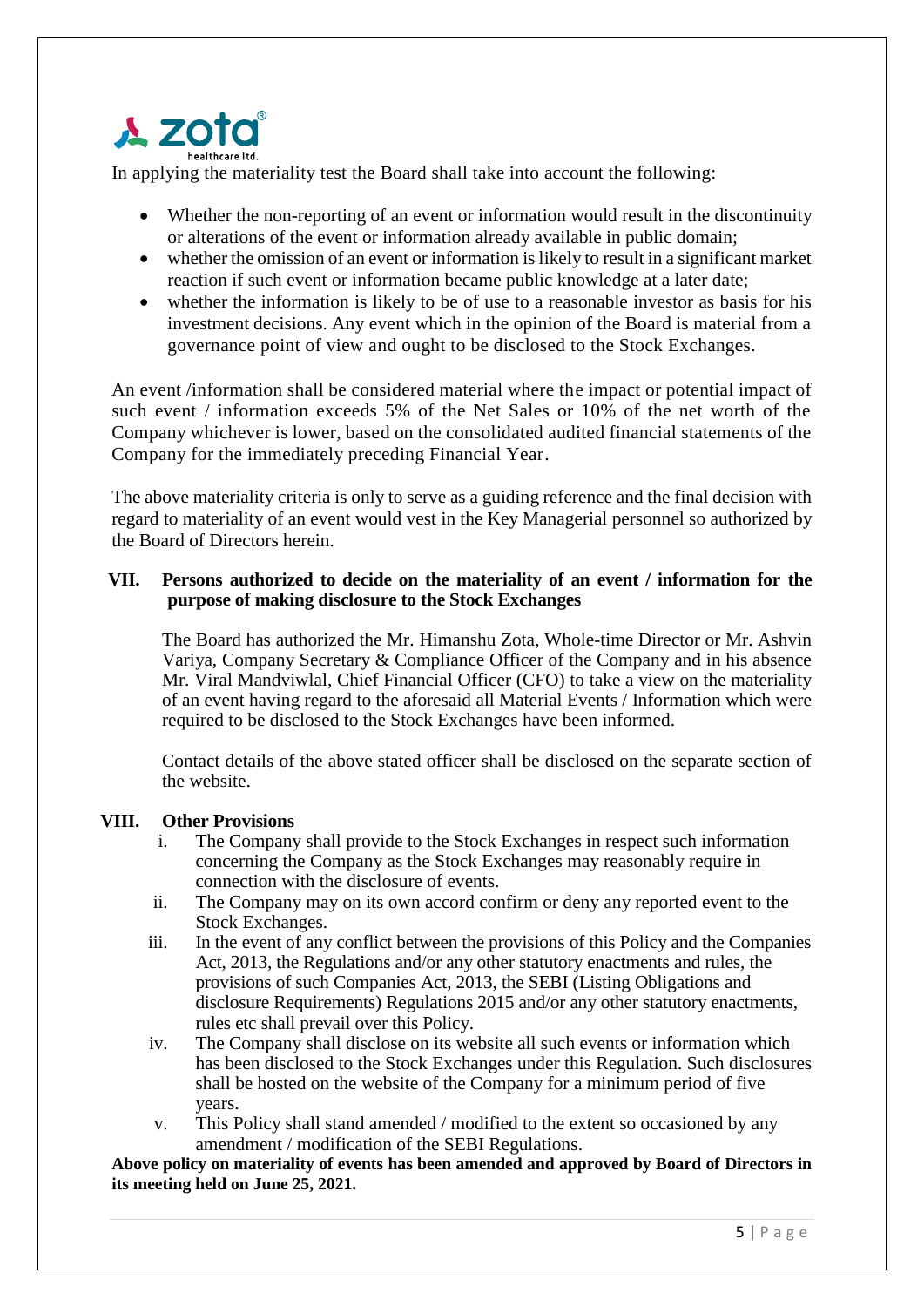In applying the materiality test the Board shall take into account the following:

- Whether the non-reporting of an event or information would result in the discontinuity or alterations of the event or information already available in public domain;
- whether the omission of an event or information is likely to result in a significant market reaction if such event or information became public knowledge at a later date;
- whether the information is likely to be of use to a reasonable investor as basis for his investment decisions. Any event which in the opinion of the Board is material from a governance point of view and ought to be disclosed to the Stock Exchanges.

An event /information shall be considered material where the impact or potential impact of such event / information exceeds 5% of the Net Sales or 10% of the net worth of the Company whichever is lower, based on the consolidated audited financial statements of the Company for the immediately preceding Financial Year.

The above materiality criteria is only to serve as a guiding reference and the final decision with regard to materiality of an event would vest in the Key Managerial personnel so authorized by the Board of Directors herein.

## VII. Persons authorized to decide on the materiality of an event / information for the purpose of making disclosure to the Stock Exchanges

The Board has authorized the Mr. Himanshu Zota, Whole-time Director or Mr. Ashvin Variya, Company Secretary & Compliance Officer of the Company and in his absence Mr. Viral Mandviwlal, Chief Financial Officer (CFO) to take a view on the materiality of an event having regard to the aforesaid all Material Events / Information which were required to be disclosed to the Stock Exchanges have been informed.

Contact details of the above stated officer shall be disclosed on the separate section of the website.

## VIII. Other Provisions

i. The Company shall provide to the Stock Exchanges in respect such information concerning the Company as the Stock Exchanges may reasonably require in connection with the disclosure of events.

ii. The Company may on its own accord confirm or deny any reported event to the Stock Exchanges.

iii. In the event of any conflict between the provisions of this Policy and the Companies Act, 2013, the Regulations and/or any other statutory enactments and rules, the provisions of such Companies Act, 2013, the SEBI (Listing Obligations and disclosure Requirements) Regulations 2015 and/or any other statutory enactments, rules etc shall prevail over this Policy.

iv. The Company shall disclose on its website all such events or information which has been disclosed to the Stock Exchanges under this Regulation. Such disclosures shall be hosted on the website of the Company for a minimum period of five years.

v. This Policy shall stand amended / modified to the extent so occasioned by any amendment / modification of the SEBI Regulations.

**Above policy on materiality of events has been amended and approved by Board of Directors in its meeting held on June 25, 2021.**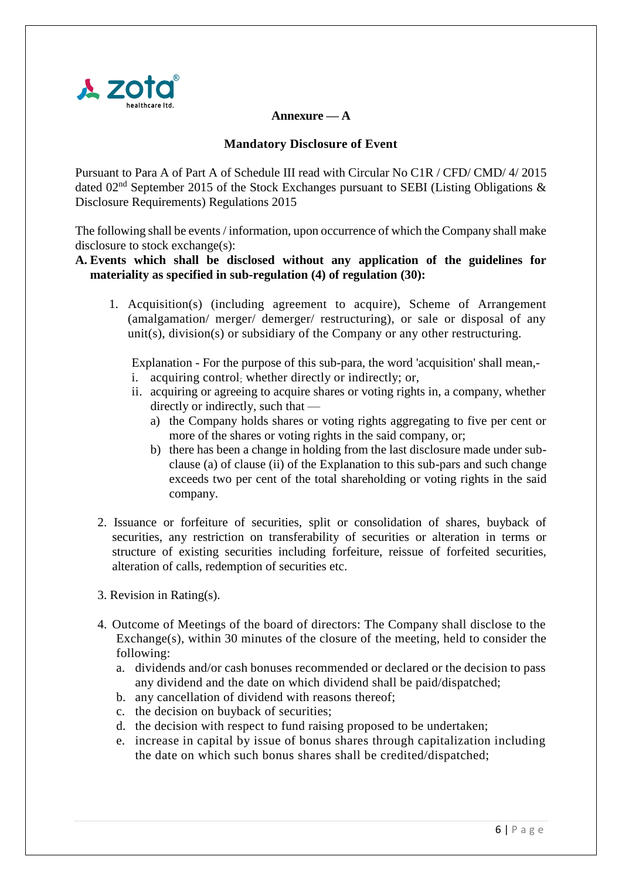**Annexure — A**

**Mandatory Disclosure of Event**

Pursuant to Para A of Part A of Schedule III read with Circular No C1R / CFD/ CMD/ 4/ 2015 dated 02nd September 2015 of the Stock Exchanges pursuant to SEBI (Listing Obligations & Disclosure Requirements) Regulations 2015

The following shall be events / information, upon occurrence of which the Company shall make disclosure to stock exchange(s):

**A. Events which shall be disclosed without any application of the guidelines for materiality as specified in sub-regulation (4) of regulation (30):**

1. Acquisition(s) (including agreement to acquire), Scheme of Arrangement (amalgamation/ merger/ demerger/ restructuring), or sale or disposal of any unit(s), division(s) or subsidiary of the Company or any other restructuring.

   Explanation - For the purpose of this sub-para, the word 'acquisition' shall mean,-

   i. acquiring control; whether directly or indirectly; or,
   ii. acquiring or agreeing to acquire shares or voting rights in, a company, whether directly or indirectly, such that —
      a) the Company holds shares or voting rights aggregating to five per cent or more of the shares or voting rights in the said company, or;
      b) there has been a change in holding from the last disclosure made under sub-clause (a) of clause (ii) of the Explanation to this sub-pars and such change exceeds two per cent of the total shareholding or voting rights in the said company.

2. Issuance or forfeiture of securities, split or consolidation of shares, buyback of securities, any restriction on transferability of securities or alteration in terms or structure of existing securities including forfeiture, reissue of forfeited securities, alteration of calls, redemption of securities etc.

3. Revision in Rating(s).

4. Outcome of Meetings of the board of directors: The Company shall disclose to the Exchange(s), within 30 minutes of the closure of the meeting, held to consider the following:
   a. dividends and/or cash bonuses recommended or declared or the decision to pass any dividend and the date on which dividend shall be paid/dispatched;
   b. any cancellation of dividend with reasons thereof;
   c. the decision on buyback of securities;
   d. the decision with respect to fund raising proposed to be undertaken;
   e. increase in capital by issue of bonus shares through capitalization including the date on which such bonus shares shall be credited/dispatched;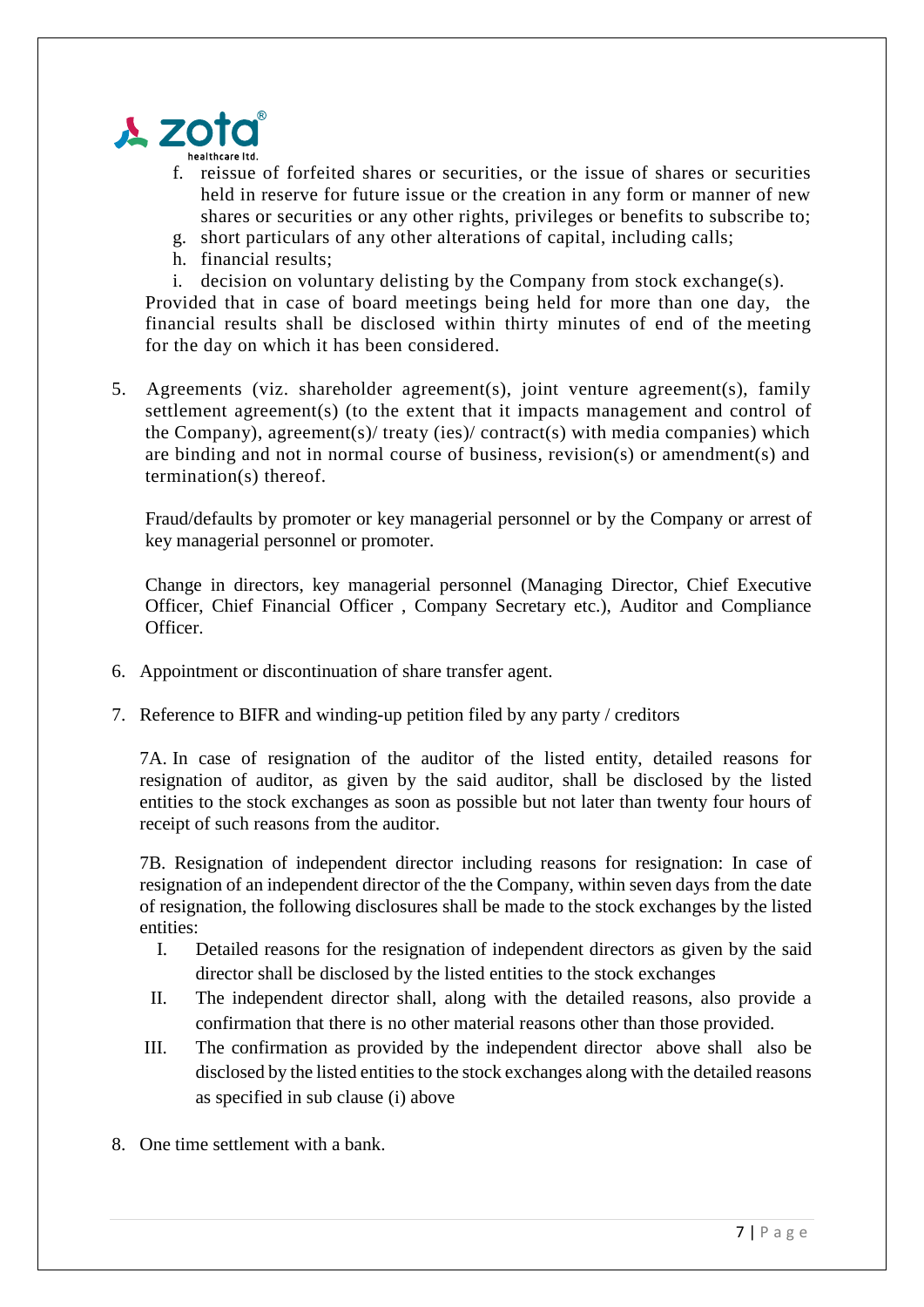f. reissue of forfeited shares or securities, or the issue of shares or securities held in reserve for future issue or the creation in any form or manner of new shares or securities or any other rights, privileges or benefits to subscribe to;
g. short particulars of any other alterations of capital, including calls;
h. financial results;
i. decision on voluntary delisting by the Company from stock exchange(s).

Provided that in case of board meetings being held for more than one day, the financial results shall be disclosed within thirty minutes of end of the meeting for the day on which it has been considered.

5. Agreements (viz. shareholder agreement(s), joint venture agreement(s), family settlement agreement(s) (to the extent that it impacts management and control of the Company), agreement(s)/ treaty (ies)/ contract(s) with media companies) which are binding and not in normal course of business, revision(s) or amendment(s) and termination(s) thereof.

   Fraud/defaults by promoter or key managerial personnel or by the Company or arrest of key managerial personnel or promoter.

   Change in directors, key managerial personnel (Managing Director, Chief Executive Officer, Chief Financial Officer , Company Secretary etc.), Auditor and Compliance Officer.

6. Appointment or discontinuation of share transfer agent.

7. Reference to BIFR and winding-up petition filed by any party / creditors

   7A. In case of resignation of the auditor of the listed entity, detailed reasons for resignation of auditor, as given by the said auditor, shall be disclosed by the listed entities to the stock exchanges as soon as possible but not later than twenty four hours of receipt of such reasons from the auditor.

   7B. Resignation of independent director including reasons for resignation: In case of resignation of an independent director of the the Company, within seven days from the date of resignation, the following disclosures shall be made to the stock exchanges by the listed entities:

   I. Detailed reasons for the resignation of independent directors as given by the said director shall be disclosed by the listed entities to the stock exchanges
   II. The independent director shall, along with the detailed reasons, also provide a confirmation that there is no other material reasons other than those provided.
   III. The confirmation as provided by the independent director above shall also be disclosed by the listed entities to the stock exchanges along with the detailed reasons as specified in sub clause (i) above

8. One time settlement with a bank.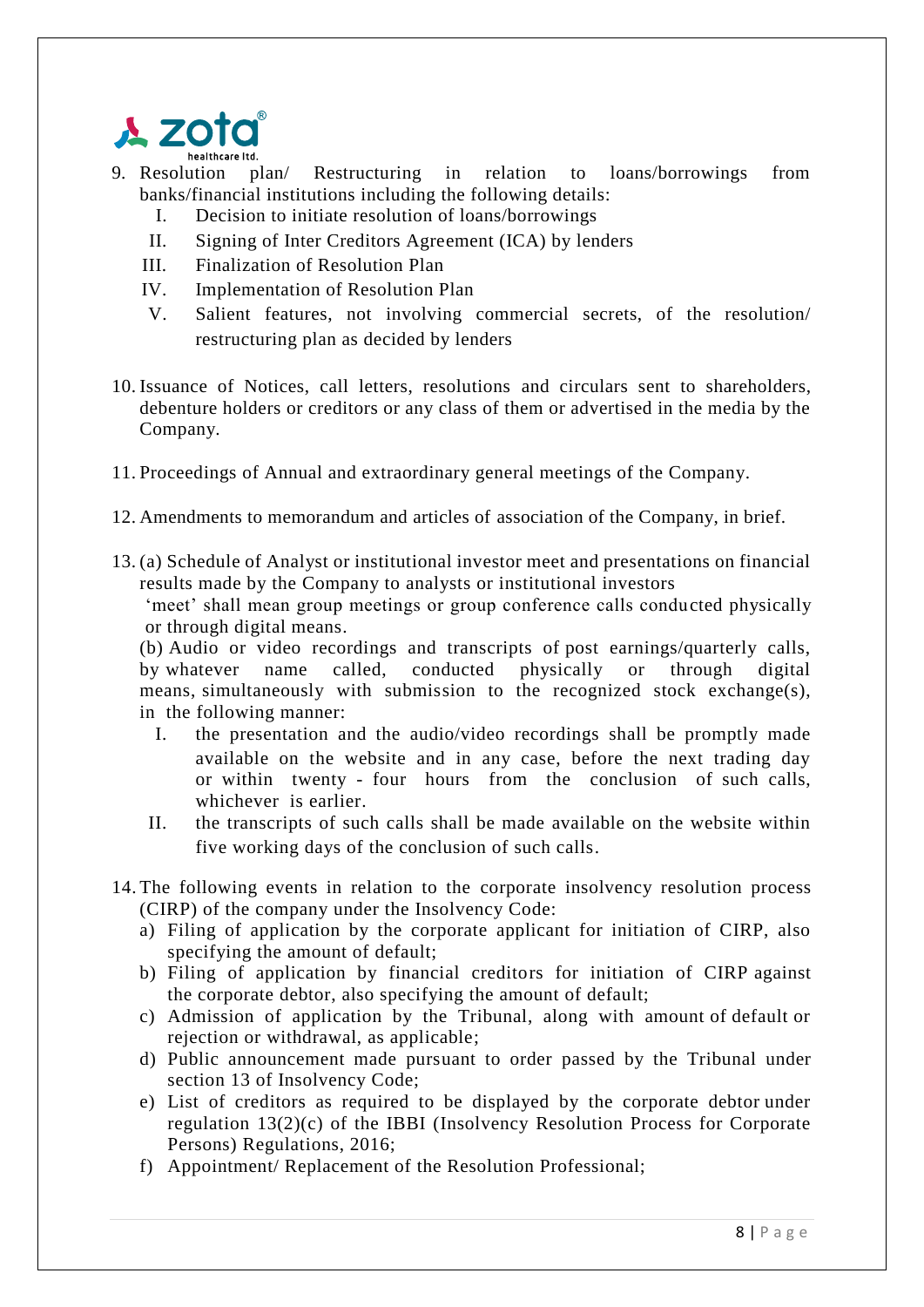9. Resolution plan/ Restructuring in relation to loans/borrowings from banks/financial institutions including the following details:
   I. Decision to initiate resolution of loans/borrowings
   II. Signing of Inter Creditors Agreement (ICA) by lenders
   III. Finalization of Resolution Plan
   IV. Implementation of Resolution Plan
   V. Salient features, not involving commercial secrets, of the resolution/ restructuring plan as decided by lenders

10. Issuance of Notices, call letters, resolutions and circulars sent to shareholders, debenture holders or creditors or any class of them or advertised in the media by the Company.

11. Proceedings of Annual and extraordinary general meetings of the Company.

12. Amendments to memorandum and articles of association of the Company, in brief.

13. (a) Schedule of Analyst or institutional investor meet and presentations on financial results made by the Company to analysts or institutional investors
    'meet' shall mean group meetings or group conference calls conducted physically or through digital means.

    (b) Audio or video recordings and transcripts of post earnings/quarterly calls, by whatever name called, conducted physically or through digital means, simultaneously with submission to the recognized stock exchange(s), in the following manner:
   I. the presentation and the audio/video recordings shall be promptly made available on the website and in any case, before the next trading day or within twenty - four hours from the conclusion of such calls, whichever is earlier.
   II. the transcripts of such calls shall be made available on the website within five working days of the conclusion of such calls.

14. The following events in relation to the corporate insolvency resolution process (CIRP) of the company under the Insolvency Code:
   a) Filing of application by the corporate applicant for initiation of CIRP, also specifying the amount of default;
   b) Filing of application by financial creditors for initiation of CIRP against the corporate debtor, also specifying the amount of default;
   c) Admission of application by the Tribunal, along with amount of default or rejection or withdrawal, as applicable;
   d) Public announcement made pursuant to order passed by the Tribunal under section 13 of Insolvency Code;
   e) List of creditors as required to be displayed by the corporate debtor under regulation 13(2)(c) of the IBBI (Insolvency Resolution Process for Corporate Persons) Regulations, 2016;
   f) Appointment/ Replacement of the Resolution Professional;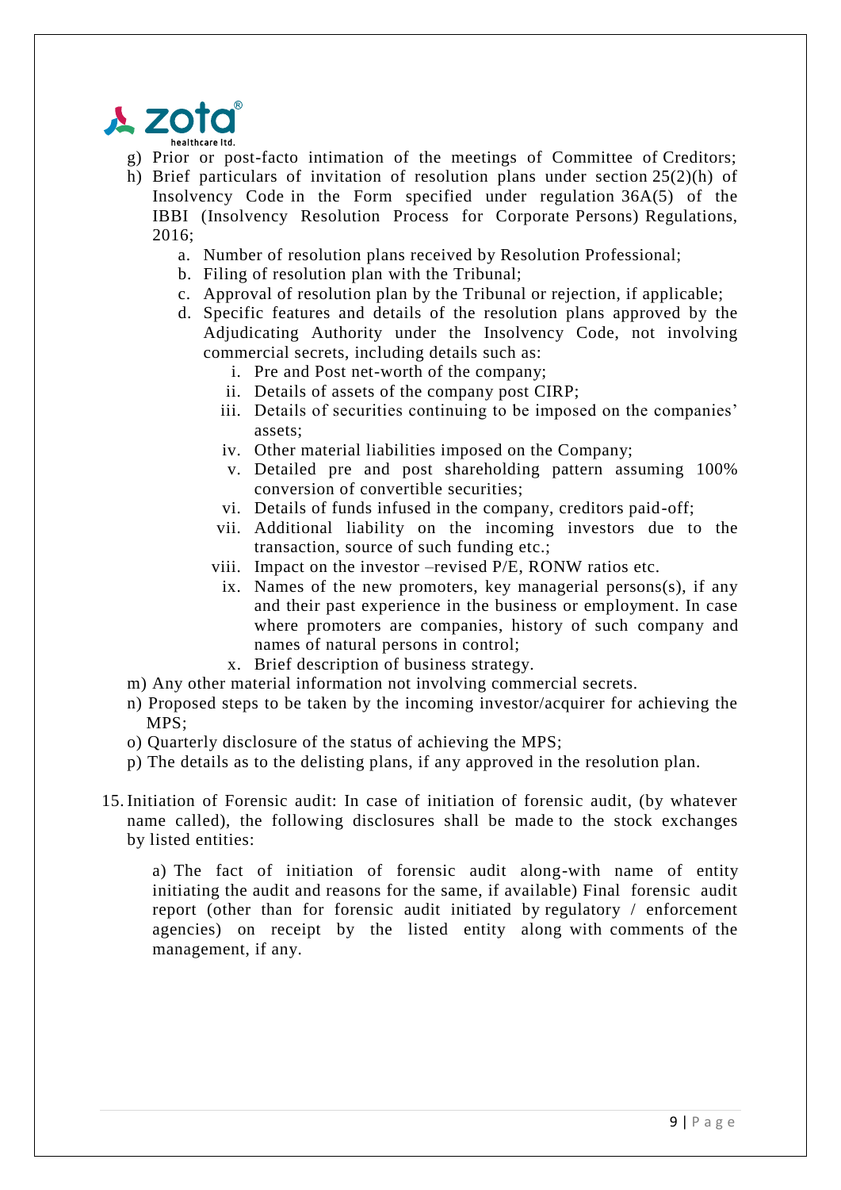g) Prior or post-facto intimation of the meetings of Committee of Creditors;

h) Brief particulars of invitation of resolution plans under section 25(2)(h) of Insolvency Code in the Form specified under regulation 36A(5) of the IBBI (Insolvency Resolution Process for Corporate Persons) Regulations, 2016;

   a. Number of resolution plans received by Resolution Professional;
   b. Filing of resolution plan with the Tribunal;
   c. Approval of resolution plan by the Tribunal or rejection, if applicable;
   d. Specific features and details of the resolution plans approved by the Adjudicating Authority under the Insolvency Code, not involving commercial secrets, including details such as:
      i. Pre and Post net-worth of the company;
      ii. Details of assets of the company post CIRP;
      iii. Details of securities continuing to be imposed on the companies' assets;
      iv. Other material liabilities imposed on the Company;
      v. Detailed pre and post shareholding pattern assuming 100% conversion of convertible securities;
      vi. Details of funds infused in the company, creditors paid-off;
      vii. Additional liability on the incoming investors due to the transaction, source of such funding etc.;
      viii. Impact on the investor –revised P/E, RONW ratios etc.
      ix. Names of the new promoters, key managerial persons(s), if any and their past experience in the business or employment. In case where promoters are companies, history of such company and names of natural persons in control;
      x. Brief description of business strategy.

m) Any other material information not involving commercial secrets.

n) Proposed steps to be taken by the incoming investor/acquirer for achieving the MPS;

o) Quarterly disclosure of the status of achieving the MPS;

p) The details as to the delisting plans, if any approved in the resolution plan.

15. Initiation of Forensic audit: In case of initiation of forensic audit, (by whatever name called), the following disclosures shall be made to the stock exchanges by listed entities:

   a) The fact of initiation of forensic audit along-with name of entity initiating the audit and reasons for the same, if available) Final forensic audit report (other than for forensic audit initiated by regulatory / enforcement agencies) on receipt by the listed entity along with comments of the management, if any.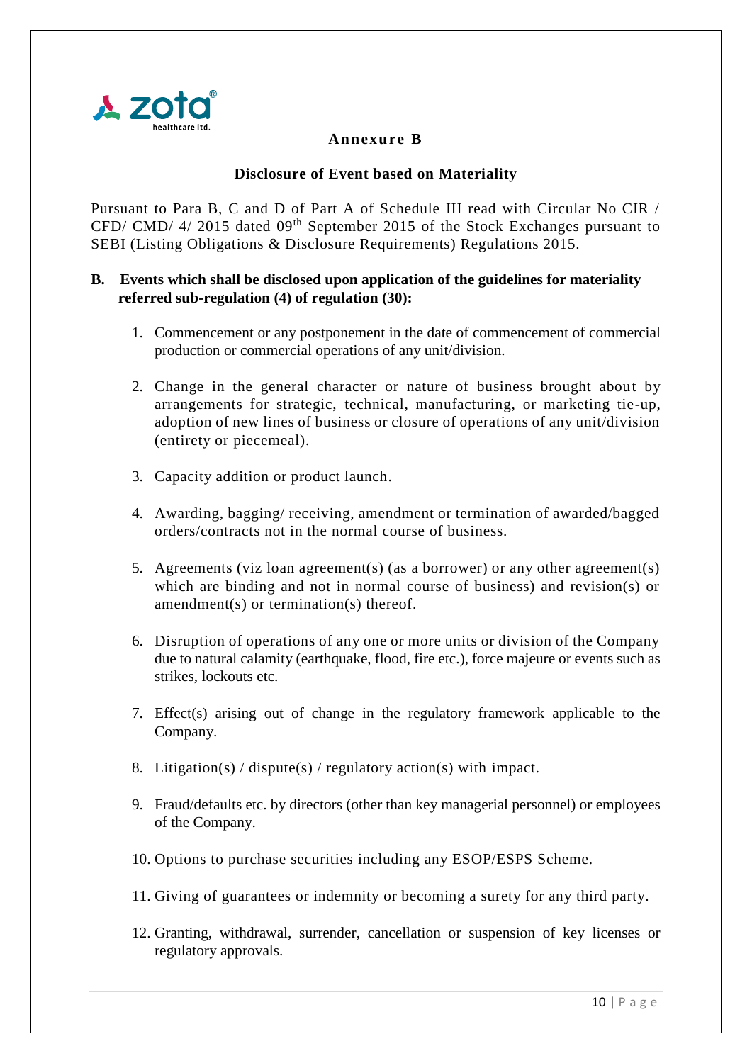## Annexure B

### Disclosure of Event based on Materiality

Pursuant to Para B, C and D of Part A of Schedule III read with Circular No CIR / CFD/ CMD/ 4/ 2015 dated 09th September 2015 of the Stock Exchanges pursuant to SEBI (Listing Obligations & Disclosure Requirements) Regulations 2015.

**B. Events which shall be disclosed upon application of the guidelines for materiality referred sub-regulation (4) of regulation (30):**

1. Commencement or any postponement in the date of commencement of commercial production or commercial operations of any unit/division.
2. Change in the general character or nature of business brought about by arrangements for strategic, technical, manufacturing, or marketing tie-up, adoption of new lines of business or closure of operations of any unit/division (entirety or piecemeal).
3. Capacity addition or product launch.
4. Awarding, bagging/ receiving, amendment or termination of awarded/bagged orders/contracts not in the normal course of business.
5. Agreements (viz loan agreement(s) (as a borrower) or any other agreement(s) which are binding and not in normal course of business) and revision(s) or amendment(s) or termination(s) thereof.
6. Disruption of operations of any one or more units or division of the Company due to natural calamity (earthquake, flood, fire etc.), force majeure or events such as strikes, lockouts etc.
7. Effect(s) arising out of change in the regulatory framework applicable to the Company.
8. Litigation(s) / dispute(s) / regulatory action(s) with impact.
9. Fraud/defaults etc. by directors (other than key managerial personnel) or employees of the Company.
10. Options to purchase securities including any ESOP/ESPS Scheme.
11. Giving of guarantees or indemnity or becoming a surety for any third party.
12. Granting, withdrawal, surrender, cancellation or suspension of key licenses or regulatory approvals.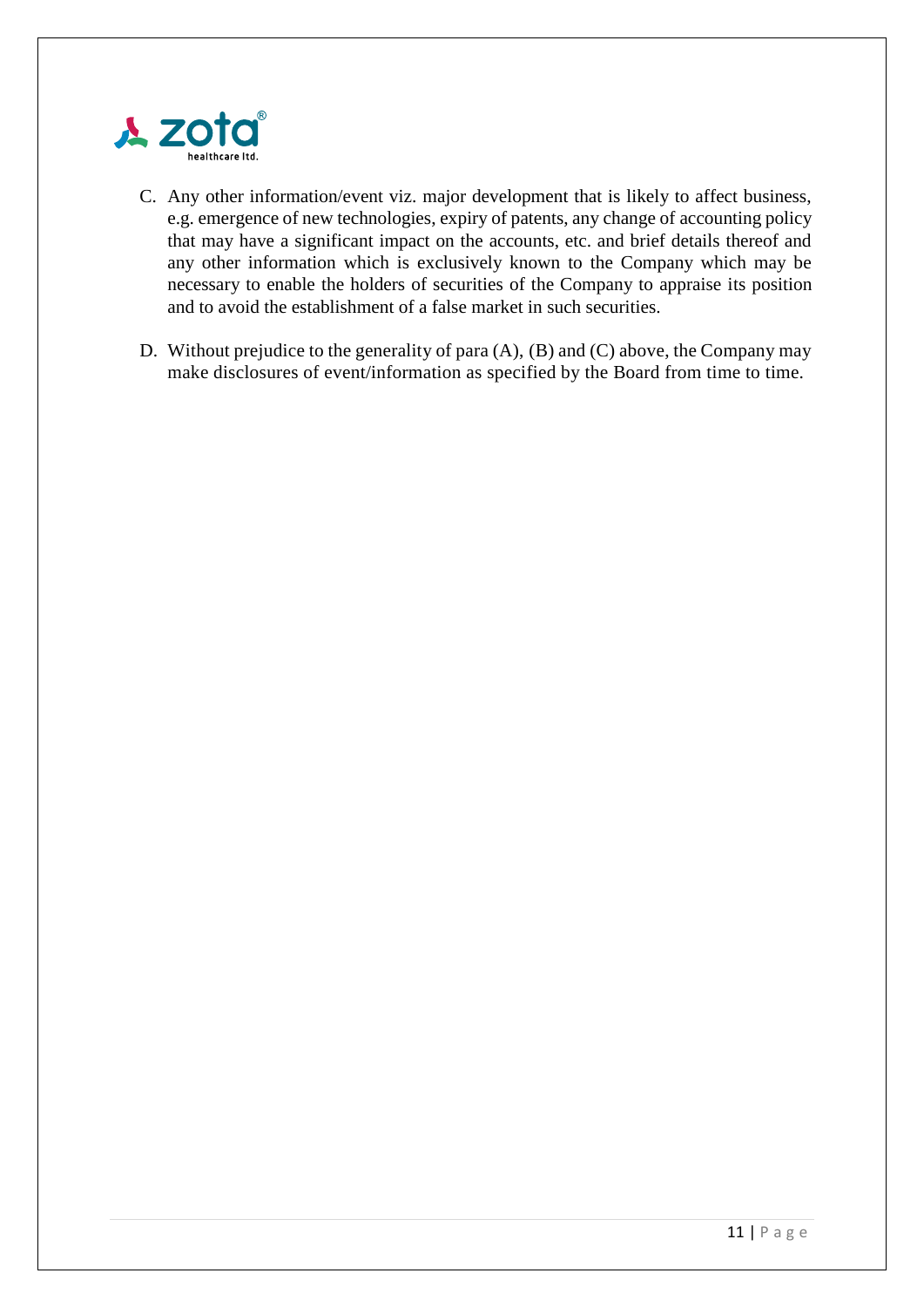C. Any other information/event viz. major development that is likely to affect business, e.g. emergence of new technologies, expiry of patents, any change of accounting policy that may have a significant impact on the accounts, etc. and brief details thereof and any other information which is exclusively known to the Company which may be necessary to enable the holders of securities of the Company to appraise its position and to avoid the establishment of a false market in such securities.

D. Without prejudice to the generality of para (A), (B) and (C) above, the Company may make disclosures of event/information as specified by the Board from time to time.